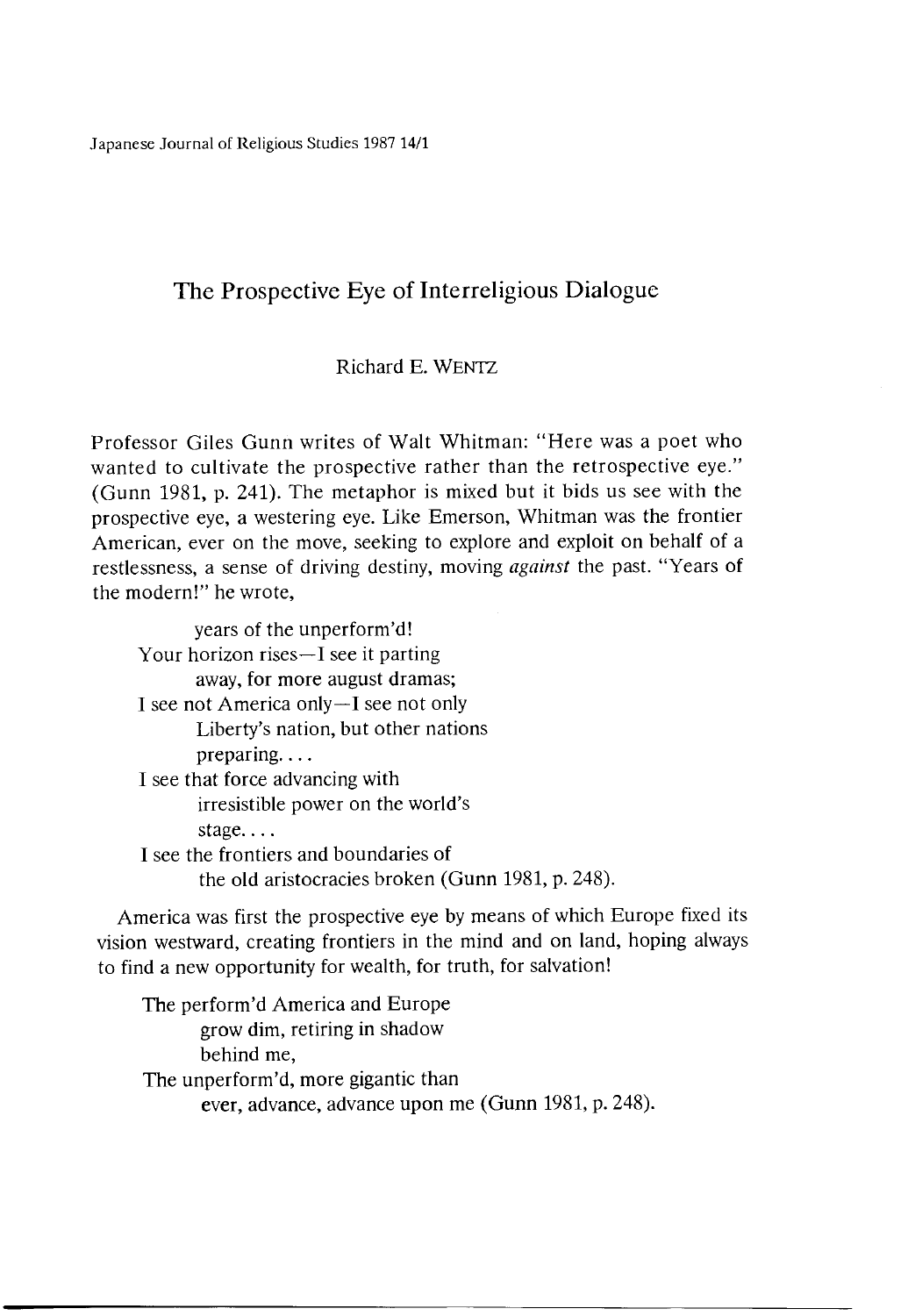# The Prospective Eye of Interreligious Dialogue

Richard E. WENTZ

Professor Giles Gunn writes of Walt Whitman: "Here was a poet who wanted to cultivate the prospective rather than the retrospective eye." (Gunn 1981, p. 241). The metaphor is mixed but it bids us see with the prospective eye, a westering eye. Like Emerson, Whitman was the frontier American, ever on the move, seeking to explore and exploit on behalf of a restlessness, a sense of driving destiny, moving *against* the past. "Years of the modern!" he wrote,

> years of the unperform'd!
> Your horizon rises—I see it parting
> away, for more august dramas;
> I see not America only—I see not only
> Liberty's nation, but other nations
> preparing. . . .
> I see that force advancing with
> irresistible power on the world's
> stage. . . .
> I see the frontiers and boundaries of
> the old aristocracies broken (Gunn 1981, p. 248).

America was first the prospective eye by means of which Europe fixed its vision westward, creating frontiers in the mind and on land, hoping always to find a new opportunity for wealth, for truth, for salvation!

> The perform'd America and Europe
> grow dim, retiring in shadow
> behind me,
> The unperform'd, more gigantic than
> ever, advance, advance upon me (Gunn 1981, p. 248).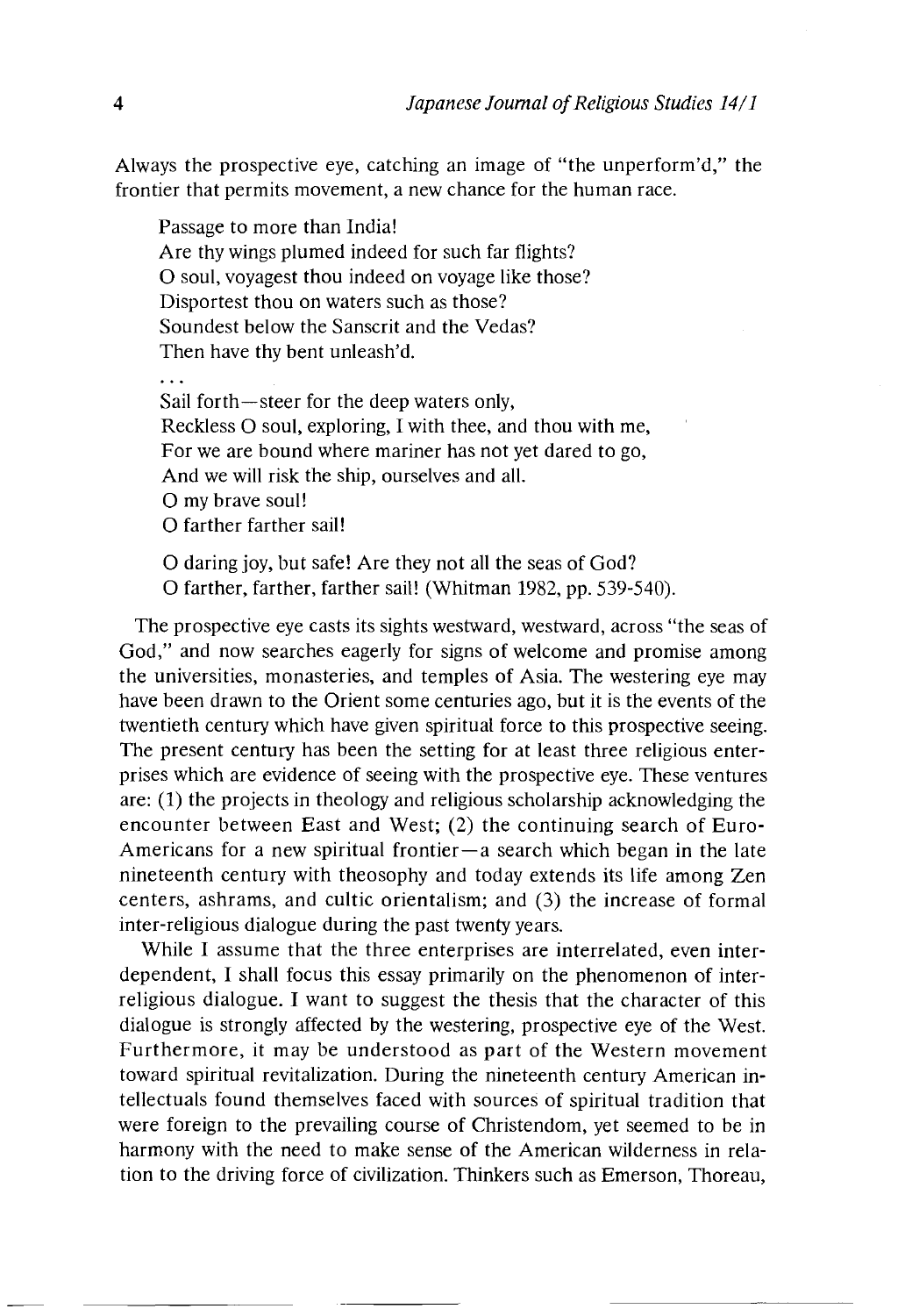Always the prospective eye, catching an image of "the unperform'd," the frontier that permits movement, a new chance for the human race.

> Passage to more than India!
> Are thy wings plumed indeed for such far flights?
> O soul, voyagest thou indeed on voyage like those?
> Disportest thou on waters such as those?
> Soundest below the Sanscrit and the Vedas?
> Then have thy bent unleash'd.
>
> . . .
>
> Sail forth—steer for the deep waters only,
> Reckless O soul, exploring, I with thee, and thou with me,
> For we are bound where mariner has not yet dared to go,
> And we will risk the ship, ourselves and all.
> O my brave soul!
> O farther farther sail!
>
> O daring joy, but safe! Are they not all the seas of God?
> O farther, farther, farther sail! (Whitman 1982, pp. 539-540).

The prospective eye casts its sights westward, westward, across "the seas of God," and now searches eagerly for signs of welcome and promise among the universities, monasteries, and temples of Asia. The westering eye may have been drawn to the Orient some centuries ago, but it is the events of the twentieth century which have given spiritual force to this prospective seeing. The present century has been the setting for at least three religious enterprises which are evidence of seeing with the prospective eye. These ventures are: (1) the projects in theology and religious scholarship acknowledging the encounter between East and West; (2) the continuing search of Euro-Americans for a new spiritual frontier—a search which began in the late nineteenth century with theosophy and today extends its life among Zen centers, ashrams, and cultic orientalism; and (3) the increase of formal inter-religious dialogue during the past twenty years.

While I assume that the three enterprises are interrelated, even interdependent, I shall focus this essay primarily on the phenomenon of inter-religious dialogue. I want to suggest the thesis that the character of this dialogue is strongly affected by the westering, prospective eye of the West. Furthermore, it may be understood as part of the Western movement toward spiritual revitalization. During the nineteenth century American intellectuals found themselves faced with sources of spiritual tradition that were foreign to the prevailing course of Christendom, yet seemed to be in harmony with the need to make sense of the American wilderness in relation to the driving force of civilization. Thinkers such as Emerson, Thoreau,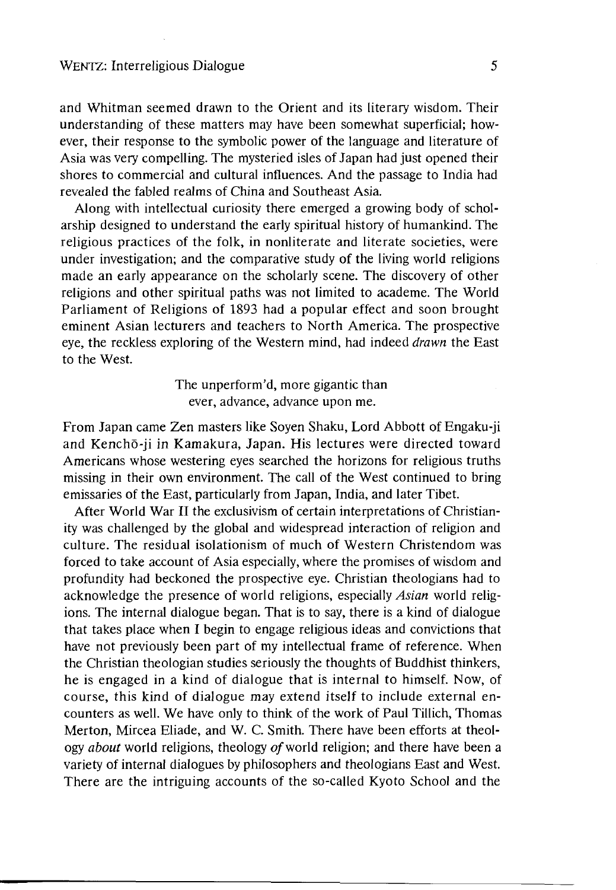and Whitman seemed drawn to the Orient and its literary wisdom. Their understanding of these matters may have been somewhat superficial; however, their response to the symbolic power of the language and literature of Asia was very compelling. The mysteried isles of Japan had just opened their shores to commercial and cultural influences. And the passage to India had revealed the fabled realms of China and Southeast Asia.

Along with intellectual curiosity there emerged a growing body of scholarship designed to understand the early spiritual history of humankind. The religious practices of the folk, in nonliterate and literate societies, were under investigation; and the comparative study of the living world religions made an early appearance on the scholarly scene. The discovery of other religions and other spiritual paths was not limited to academe. The World Parliament of Religions of 1893 had a popular effect and soon brought eminent Asian lecturers and teachers to North America. The prospective eye, the reckless exploring of the Western mind, had indeed *drawn* the East to the West.

> The unperform'd, more gigantic than
> ever, advance, advance upon me.

From Japan came Zen masters like Soyen Shaku, Lord Abbott of Engaku-ji and Kenchō-ji in Kamakura, Japan. His lectures were directed toward Americans whose westering eyes searched the horizons for religious truths missing in their own environment. The call of the West continued to bring emissaries of the East, particularly from Japan, India, and later Tibet.

After World War II the exclusivism of certain interpretations of Christianity was challenged by the global and widespread interaction of religion and culture. The residual isolationism of much of Western Christendom was forced to take account of Asia especially, where the promises of wisdom and profundity had beckoned the prospective eye. Christian theologians had to acknowledge the presence of world religions, especially *Asian* world religions. The internal dialogue began. That is to say, there is a kind of dialogue that takes place when I begin to engage religious ideas and convictions that have not previously been part of my intellectual frame of reference. When the Christian theologian studies seriously the thoughts of Buddhist thinkers, he is engaged in a kind of dialogue that is internal to himself. Now, of course, this kind of dialogue may extend itself to include external encounters as well. We have only to think of the work of Paul Tillich, Thomas Merton, Mircea Eliade, and W. C. Smith. There have been efforts at theology *about* world religions, theology *of* world religion; and there have been a variety of internal dialogues by philosophers and theologians East and West. There are the intriguing accounts of the so-called Kyoto School and the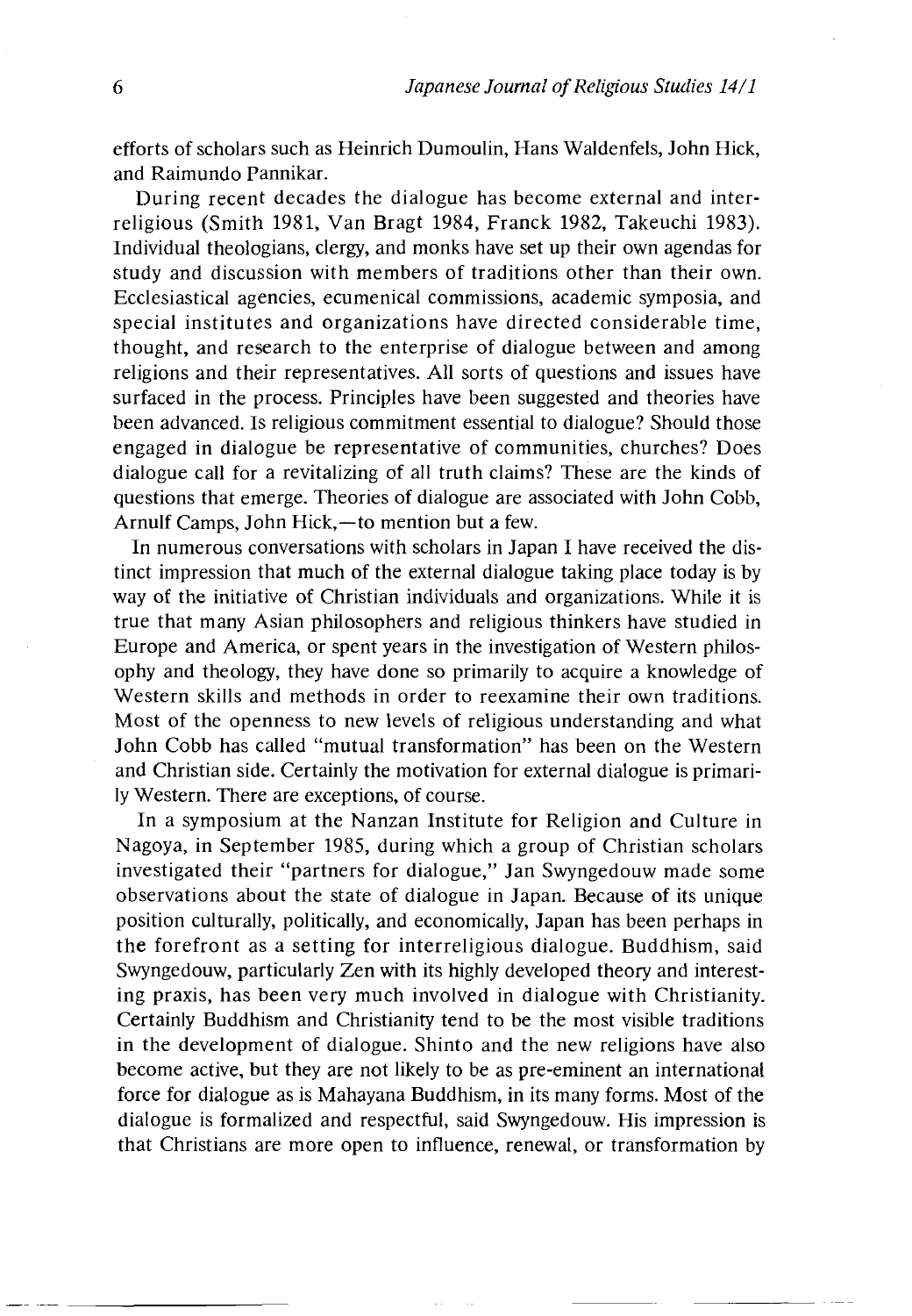efforts of scholars such as Heinrich Dumoulin, Hans Waldenfels, John Hick, and Raimundo Pannikar.

During recent decades the dialogue has become external and interreligious (Smith 1981, Van Bragt 1984, Franck 1982, Takeuchi 1983). Individual theologians, clergy, and monks have set up their own agendas for study and discussion with members of traditions other than their own. Ecclesiastical agencies, ecumenical commissions, academic symposia, and special institutes and organizations have directed considerable time, thought, and research to the enterprise of dialogue between and among religions and their representatives. All sorts of questions and issues have surfaced in the process. Principles have been suggested and theories have been advanced. Is religious commitment essential to dialogue? Should those engaged in dialogue be representative of communities, churches? Does dialogue call for a revitalizing of all truth claims? These are the kinds of questions that emerge. Theories of dialogue are associated with John Cobb, Arnulf Camps, John Hick,—to mention but a few.

In numerous conversations with scholars in Japan I have received the distinct impression that much of the external dialogue taking place today is by way of the initiative of Christian individuals and organizations. While it is true that many Asian philosophers and religious thinkers have studied in Europe and America, or spent years in the investigation of Western philosophy and theology, they have done so primarily to acquire a knowledge of Western skills and methods in order to reexamine their own traditions. Most of the openness to new levels of religious understanding and what John Cobb has called "mutual transformation" has been on the Western and Christian side. Certainly the motivation for external dialogue is primarily Western. There are exceptions, of course.

In a symposium at the Nanzan Institute for Religion and Culture in Nagoya, in September 1985, during which a group of Christian scholars investigated their "partners for dialogue," Jan Swyngedouw made some observations about the state of dialogue in Japan. Because of its unique position culturally, politically, and economically, Japan has been perhaps in the forefront as a setting for interreligious dialogue. Buddhism, said Swyngedouw, particularly Zen with its highly developed theory and interesting praxis, has been very much involved in dialogue with Christianity. Certainly Buddhism and Christianity tend to be the most visible traditions in the development of dialogue. Shinto and the new religions have also become active, but they are not likely to be as pre-eminent an international force for dialogue as is Mahayana Buddhism, in its many forms. Most of the dialogue is formalized and respectful, said Swyngedouw. His impression is that Christians are more open to influence, renewal, or transformation by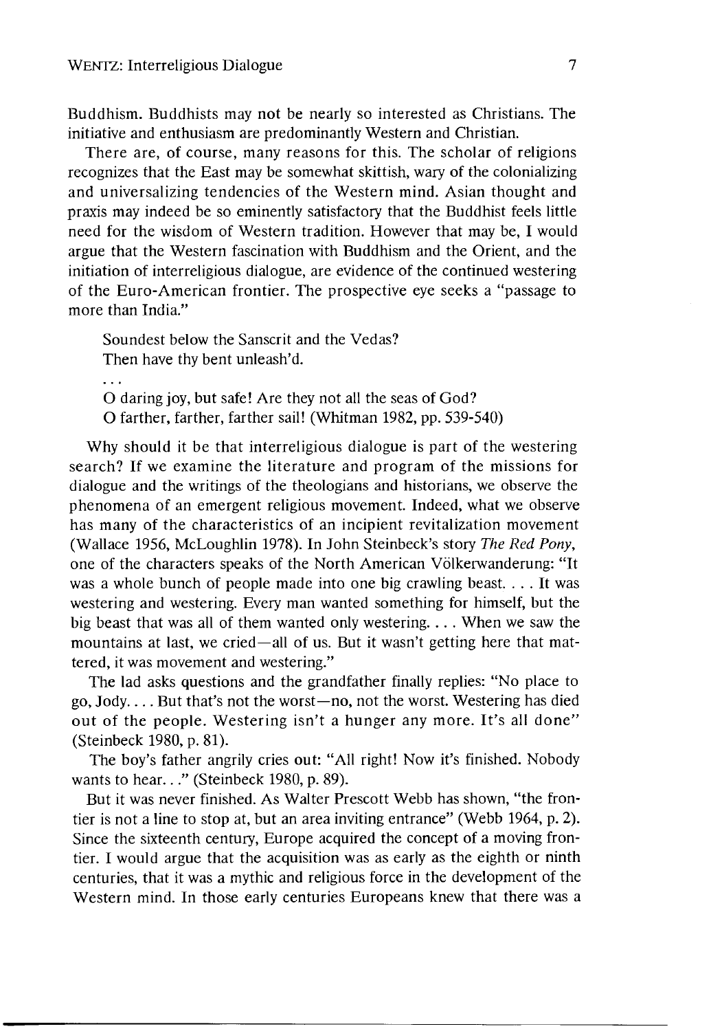Buddhism. Buddhists may not be nearly so interested as Christians. The initiative and enthusiasm are predominantly Western and Christian.

There are, of course, many reasons for this. The scholar of religions recognizes that the East may be somewhat skittish, wary of the colonializing and universalizing tendencies of the Western mind. Asian thought and praxis may indeed be so eminently satisfactory that the Buddhist feels little need for the wisdom of Western tradition. However that may be, I would argue that the Western fascination with Buddhism and the Orient, and the initiation of interreligious dialogue, are evidence of the continued westering of the Euro-American frontier. The prospective eye seeks a "passage to more than India."

> Soundest below the Sanscrit and the Vedas?
> Then have thy bent unleash'd.
>
> . . .
>
> O daring joy, but safe! Are they not all the seas of God?
> O farther, farther, farther sail! (Whitman 1982, pp. 539-540)

Why should it be that interreligious dialogue is part of the westering search? If we examine the literature and program of the missions for dialogue and the writings of the theologians and historians, we observe the phenomena of an emergent religious movement. Indeed, what we observe has many of the characteristics of an incipient revitalization movement (Wallace 1956, McLoughlin 1978). In John Steinbeck's story *The Red Pony*, one of the characters speaks of the North American Völkerwanderung: "It was a whole bunch of people made into one big crawling beast. . . . It was westering and westering. Every man wanted something for himself, but the big beast that was all of them wanted only westering. . . . When we saw the mountains at last, we cried—all of us. But it wasn't getting here that mattered, it was movement and westering."

The lad asks questions and the grandfather finally replies: "No place to go, Jody. . . . But that's not the worst—no, not the worst. Westering has died out of the people. Westering isn't a hunger any more. It's all done" (Steinbeck 1980, p. 81).

The boy's father angrily cries out: "All right! Now it's finished. Nobody wants to hear. . ." (Steinbeck 1980, p. 89).

But it was never finished. As Walter Prescott Webb has shown, "the frontier is not a line to stop at, but an area inviting entrance" (Webb 1964, p. 2). Since the sixteenth century, Europe acquired the concept of a moving frontier. I would argue that the acquisition was as early as the eighth or ninth centuries, that it was a mythic and religious force in the development of the Western mind. In those early centuries Europeans knew that there was a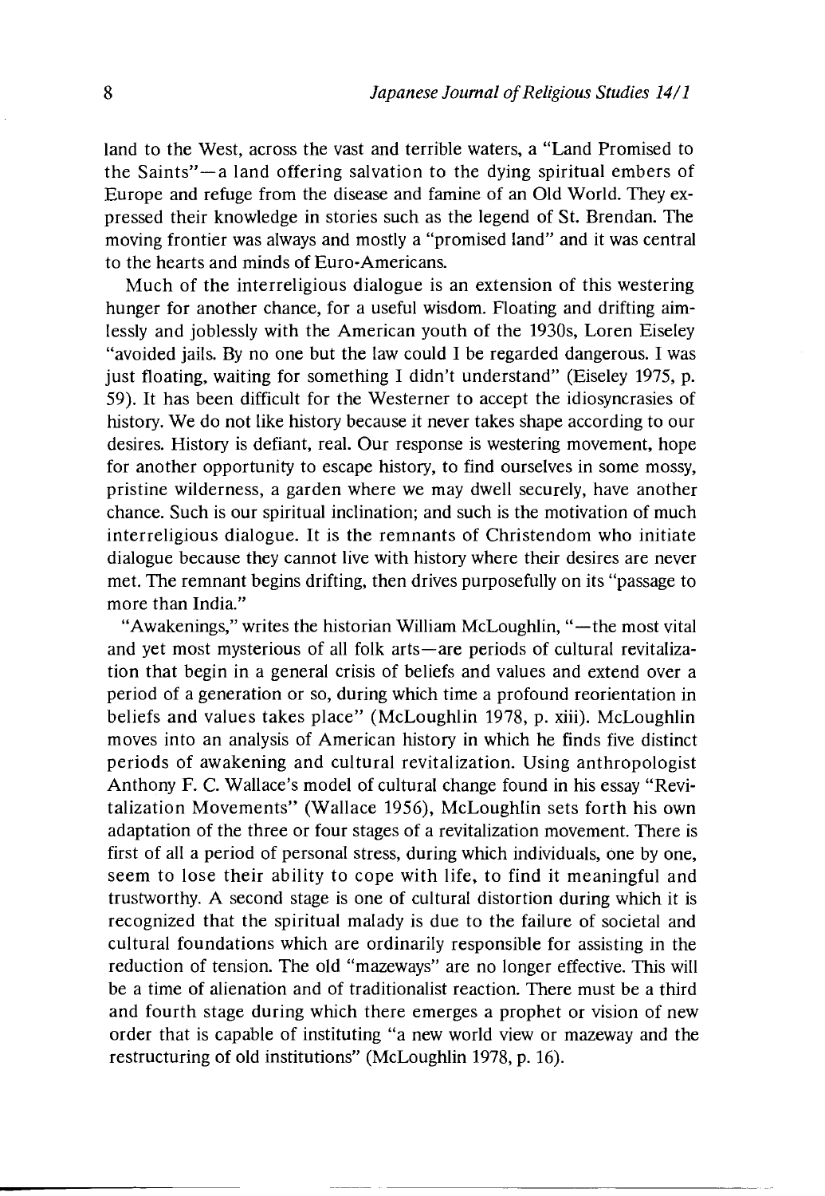land to the West, across the vast and terrible waters, a "Land Promised to the Saints"—a land offering salvation to the dying spiritual embers of Europe and refuge from the disease and famine of an Old World. They expressed their knowledge in stories such as the legend of St. Brendan. The moving frontier was always and mostly a "promised land" and it was central to the hearts and minds of Euro-Americans.

Much of the interreligious dialogue is an extension of this westering hunger for another chance, for a useful wisdom. Floating and drifting aimlessly and joblessly with the American youth of the 1930s, Loren Eiseley "avoided jails. By no one but the law could I be regarded dangerous. I was just floating, waiting for something I didn't understand" (Eiseley 1975, p. 59). It has been difficult for the Westerner to accept the idiosyncrasies of history. We do not like history because it never takes shape according to our desires. History is defiant, real. Our response is westering movement, hope for another opportunity to escape history, to find ourselves in some mossy, pristine wilderness, a garden where we may dwell securely, have another chance. Such is our spiritual inclination; and such is the motivation of much interreligious dialogue. It is the remnants of Christendom who initiate dialogue because they cannot live with history where their desires are never met. The remnant begins drifting, then drives purposefully on its "passage to more than India."

"Awakenings," writes the historian William McLoughlin, "—the most vital and yet most mysterious of all folk arts—are periods of cultural revitalization that begin in a general crisis of beliefs and values and extend over a period of a generation or so, during which time a profound reorientation in beliefs and values takes place" (McLoughlin 1978, p. xiii). McLoughlin moves into an analysis of American history in which he finds five distinct periods of awakening and cultural revitalization. Using anthropologist Anthony F. C. Wallace's model of cultural change found in his essay "Revitalization Movements" (Wallace 1956), McLoughlin sets forth his own adaptation of the three or four stages of a revitalization movement. There is first of all a period of personal stress, during which individuals, one by one, seem to lose their ability to cope with life, to find it meaningful and trustworthy. A second stage is one of cultural distortion during which it is recognized that the spiritual malady is due to the failure of societal and cultural foundations which are ordinarily responsible for assisting in the reduction of tension. The old "mazeways" are no longer effective. This will be a time of alienation and of traditionalist reaction. There must be a third and fourth stage during which there emerges a prophet or vision of new order that is capable of instituting "a new world view or mazeway and the restructuring of old institutions" (McLoughlin 1978, p. 16).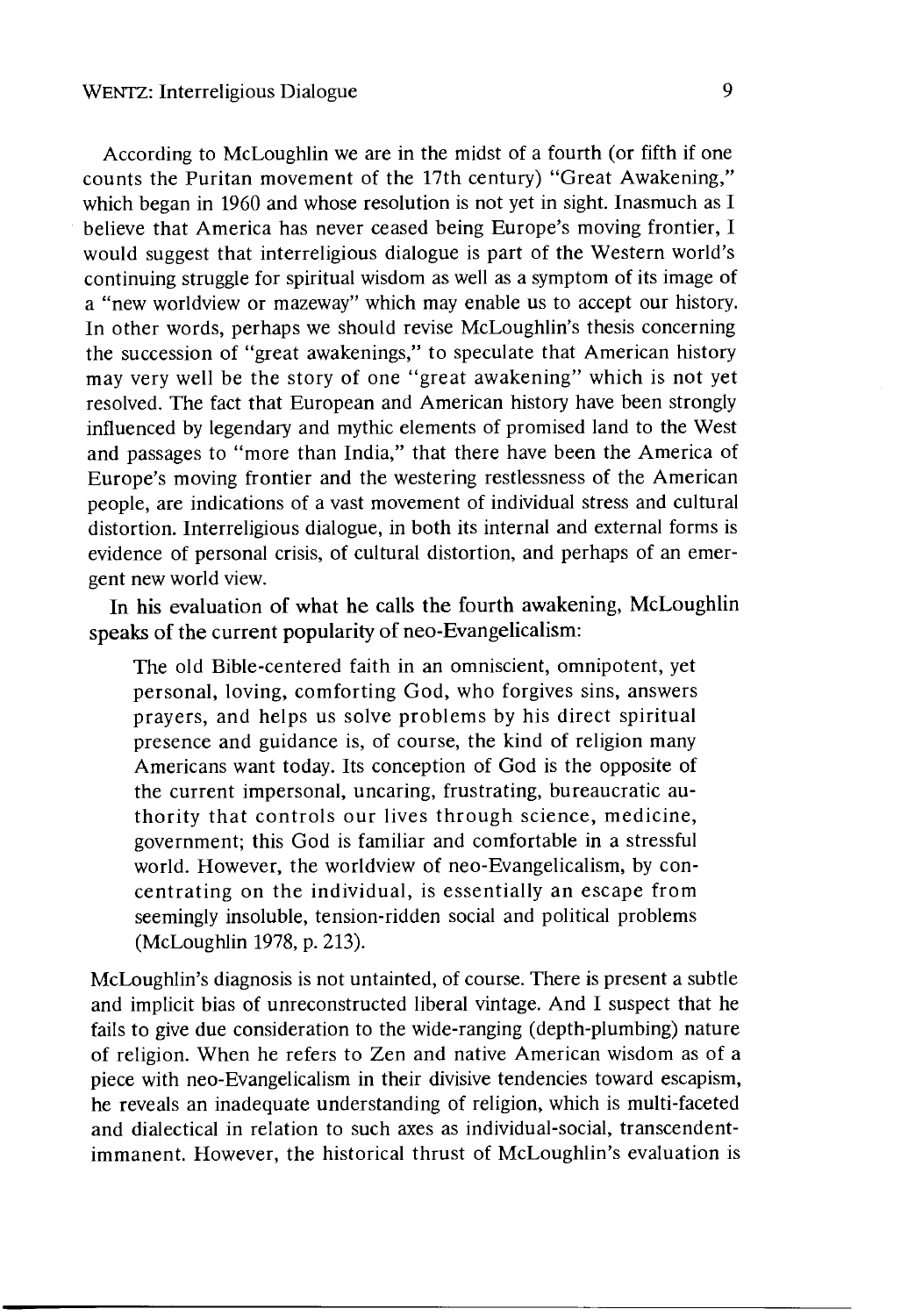According to McLoughlin we are in the midst of a fourth (or fifth if one counts the Puritan movement of the 17th century) "Great Awakening," which began in 1960 and whose resolution is not yet in sight. Inasmuch as I believe that America has never ceased being Europe's moving frontier, I would suggest that interreligious dialogue is part of the Western world's continuing struggle for spiritual wisdom as well as a symptom of its image of a "new worldview or mazeway" which may enable us to accept our history. In other words, perhaps we should revise McLoughlin's thesis concerning the succession of "great awakenings," to speculate that American history may very well be the story of one "great awakening" which is not yet resolved. The fact that European and American history have been strongly influenced by legendary and mythic elements of promised land to the West and passages to "more than India," that there have been the America of Europe's moving frontier and the westering restlessness of the American people, are indications of a vast movement of individual stress and cultural distortion. Interreligious dialogue, in both its internal and external forms is evidence of personal crisis, of cultural distortion, and perhaps of an emergent new world view.

In his evaluation of what he calls the fourth awakening, McLoughlin speaks of the current popularity of neo-Evangelicalism:

> The old Bible-centered faith in an omniscient, omnipotent, yet personal, loving, comforting God, who forgives sins, answers prayers, and helps us solve problems by his direct spiritual presence and guidance is, of course, the kind of religion many Americans want today. Its conception of God is the opposite of the current impersonal, uncaring, frustrating, bureaucratic authority that controls our lives through science, medicine, government; this God is familiar and comfortable in a stressful world. However, the worldview of neo-Evangelicalism, by concentrating on the individual, is essentially an escape from seemingly insoluble, tension-ridden social and political problems (McLoughlin 1978, p. 213).

McLoughlin's diagnosis is not untainted, of course. There is present a subtle and implicit bias of unreconstructed liberal vintage. And I suspect that he fails to give due consideration to the wide-ranging (depth-plumbing) nature of religion. When he refers to Zen and native American wisdom as of a piece with neo-Evangelicalism in their divisive tendencies toward escapism, he reveals an inadequate understanding of religion, which is multi-faceted and dialectical in relation to such axes as individual-social, transcendent-immanent. However, the historical thrust of McLoughlin's evaluation is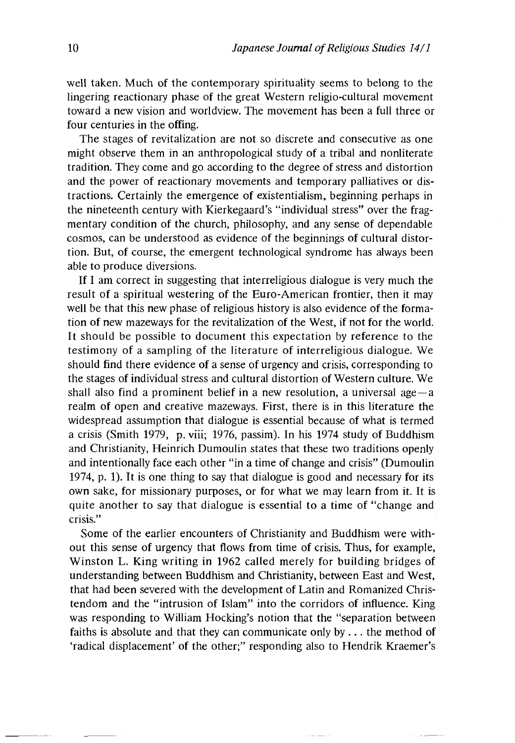well taken. Much of the contemporary spirituality seems to belong to the lingering reactionary phase of the great Western religio-cultural movement toward a new vision and worldview. The movement has been a full three or four centuries in the offing.

The stages of revitalization are not so discrete and consecutive as one might observe them in an anthropological study of a tribal and nonliterate tradition. They come and go according to the degree of stress and distortion and the power of reactionary movements and temporary palliatives or distractions. Certainly the emergence of existentialism, beginning perhaps in the nineteenth century with Kierkegaard's "individual stress" over the fragmentary condition of the church, philosophy, and any sense of dependable cosmos, can be understood as evidence of the beginnings of cultural distortion. But, of course, the emergent technological syndrome has always been able to produce diversions.

If I am correct in suggesting that interreligious dialogue is very much the result of a spiritual westering of the Euro-American frontier, then it may well be that this new phase of religious history is also evidence of the formation of new mazeways for the revitalization of the West, if not for the world. It should be possible to document this expectation by reference to the testimony of a sampling of the literature of interreligious dialogue. We should find there evidence of a sense of urgency and crisis, corresponding to the stages of individual stress and cultural distortion of Western culture. We shall also find a prominent belief in a new resolution, a universal age—a realm of open and creative mazeways. First, there is in this literature the widespread assumption that dialogue is essential because of what is termed a crisis (Smith 1979, p. viii; 1976, passim). In his 1974 study of Buddhism and Christianity, Heinrich Dumoulin states that these two traditions openly and intentionally face each other "in a time of change and crisis" (Dumoulin 1974, p. 1). It is one thing to say that dialogue is good and necessary for its own sake, for missionary purposes, or for what we may learn from it. It is quite another to say that dialogue is essential to a time of "change and crisis."

Some of the earlier encounters of Christianity and Buddhism were without this sense of urgency that flows from time of crisis. Thus, for example, Winston L. King writing in 1962 called merely for building bridges of understanding between Buddhism and Christianity, between East and West, that had been severed with the development of Latin and Romanized Christendom and the "intrusion of Islam" into the corridors of influence. King was responding to William Hocking's notion that the "separation between faiths is absolute and that they can communicate only by . . . the method of 'radical displacement' of the other;" responding also to Hendrik Kraemer's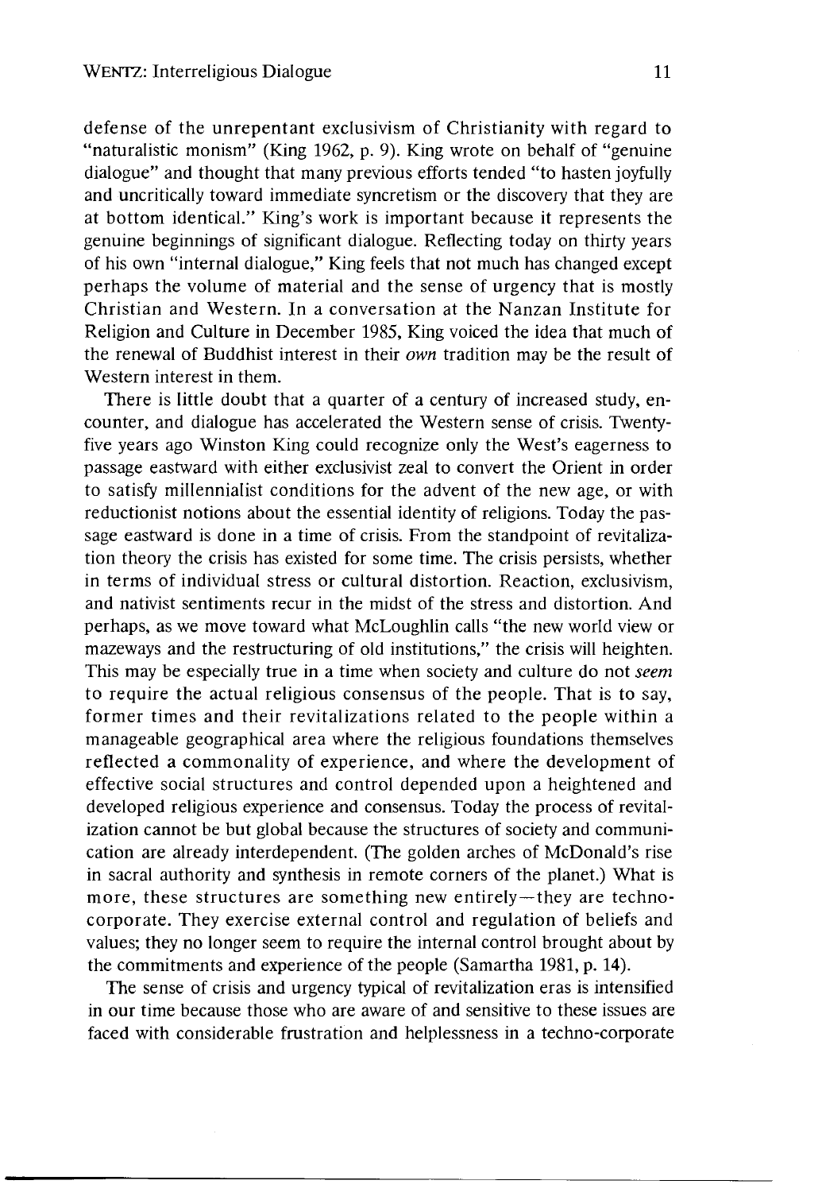defense of the unrepentant exclusivism of Christianity with regard to "naturalistic monism" (King 1962, p. 9). King wrote on behalf of "genuine dialogue" and thought that many previous efforts tended "to hasten joyfully and uncritically toward immediate syncretism or the discovery that they are at bottom identical." King's work is important because it represents the genuine beginnings of significant dialogue. Reflecting today on thirty years of his own "internal dialogue," King feels that not much has changed except perhaps the volume of material and the sense of urgency that is mostly Christian and Western. In a conversation at the Nanzan Institute for Religion and Culture in December 1985, King voiced the idea that much of the renewal of Buddhist interest in their *own* tradition may be the result of Western interest in them.

There is little doubt that a quarter of a century of increased study, encounter, and dialogue has accelerated the Western sense of crisis. Twenty-five years ago Winston King could recognize only the West's eagerness to passage eastward with either exclusivist zeal to convert the Orient in order to satisfy millennialist conditions for the advent of the new age, or with reductionist notions about the essential identity of religions. Today the passage eastward is done in a time of crisis. From the standpoint of revitalization theory the crisis has existed for some time. The crisis persists, whether in terms of individual stress or cultural distortion. Reaction, exclusivism, and nativist sentiments recur in the midst of the stress and distortion. And perhaps, as we move toward what McLoughlin calls "the new world view or mazeways and the restructuring of old institutions," the crisis will heighten. This may be especially true in a time when society and culture do not *seem* to require the actual religious consensus of the people. That is to say, former times and their revitalizations related to the people within a manageable geographical area where the religious foundations themselves reflected a commonality of experience, and where the development of effective social structures and control depended upon a heightened and developed religious experience and consensus. Today the process of revitalization cannot be but global because the structures of society and communication are already interdependent. (The golden arches of McDonald's rise in sacral authority and synthesis in remote corners of the planet.) What is more, these structures are something new entirely—they are techno-corporate. They exercise external control and regulation of beliefs and values; they no longer seem to require the internal control brought about by the commitments and experience of the people (Samartha 1981, p. 14).

The sense of crisis and urgency typical of revitalization eras is intensified in our time because those who are aware of and sensitive to these issues are faced with considerable frustration and helplessness in a techno-corporate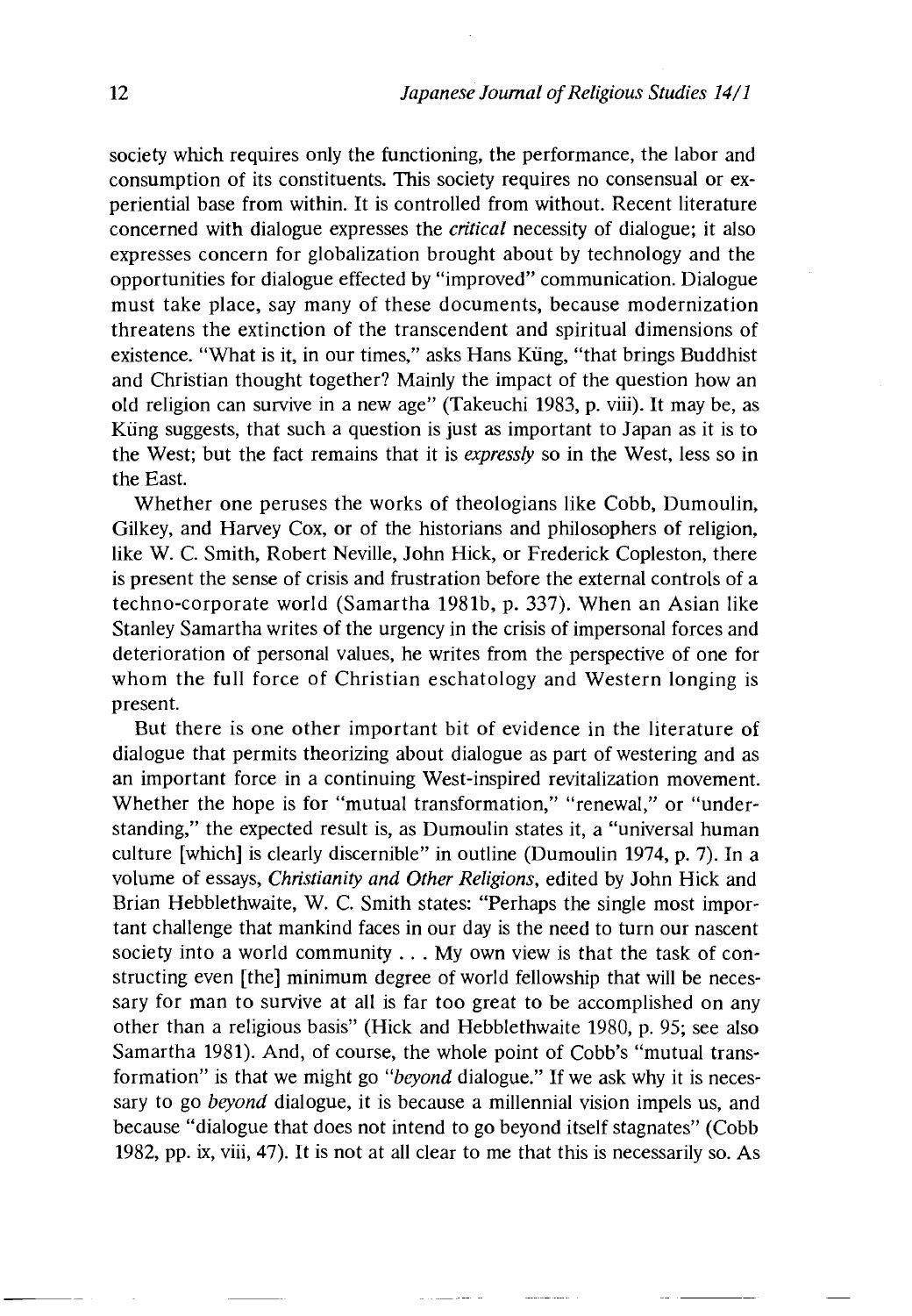society which requires only the functioning, the performance, the labor and consumption of its constituents. This society requires no consensual or experiential base from within. It is controlled from without. Recent literature concerned with dialogue expresses the *critical* necessity of dialogue; it also expresses concern for globalization brought about by technology and the opportunities for dialogue effected by "improved" communication. Dialogue must take place, say many of these documents, because modernization threatens the extinction of the transcendent and spiritual dimensions of existence. "What is it, in our times," asks Hans Küng, "that brings Buddhist and Christian thought together? Mainly the impact of the question how an old religion can survive in a new age" (Takeuchi 1983, p. viii). It may be, as Küng suggests, that such a question is just as important to Japan as it is to the West; but the fact remains that it is *expressly* so in the West, less so in the East.

Whether one peruses the works of theologians like Cobb, Dumoulin, Gilkey, and Harvey Cox, or of the historians and philosophers of religion, like W. C. Smith, Robert Neville, John Hick, or Frederick Copleston, there is present the sense of crisis and frustration before the external controls of a techno-corporate world (Samartha 1981b, p. 337). When an Asian like Stanley Samartha writes of the urgency in the crisis of impersonal forces and deterioration of personal values, he writes from the perspective of one for whom the full force of Christian eschatology and Western longing is present.

But there is one other important bit of evidence in the literature of dialogue that permits theorizing about dialogue as part of westering and as an important force in a continuing West-inspired revitalization movement. Whether the hope is for "mutual transformation," "renewal," or "understanding," the expected result is, as Dumoulin states it, a "universal human culture [which] is clearly discernible" in outline (Dumoulin 1974, p. 7). In a volume of essays, *Christianity and Other Religions*, edited by John Hick and Brian Hebblethwaite, W. C. Smith states: "Perhaps the single most important challenge that mankind faces in our day is the need to turn our nascent society into a world community . . . My own view is that the task of constructing even [the] minimum degree of world fellowship that will be necessary for man to survive at all is far too great to be accomplished on any other than a religious basis" (Hick and Hebblethwaite 1980, p. 95; see also Samartha 1981). And, of course, the whole point of Cobb's "mutual transformation" is that we might go "*beyond* dialogue." If we ask why it is necessary to go *beyond* dialogue, it is because a millennial vision impels us, and because "dialogue that does not intend to go beyond itself stagnates" (Cobb 1982, pp. ix, viii, 47). It is not at all clear to me that this is necessarily so. As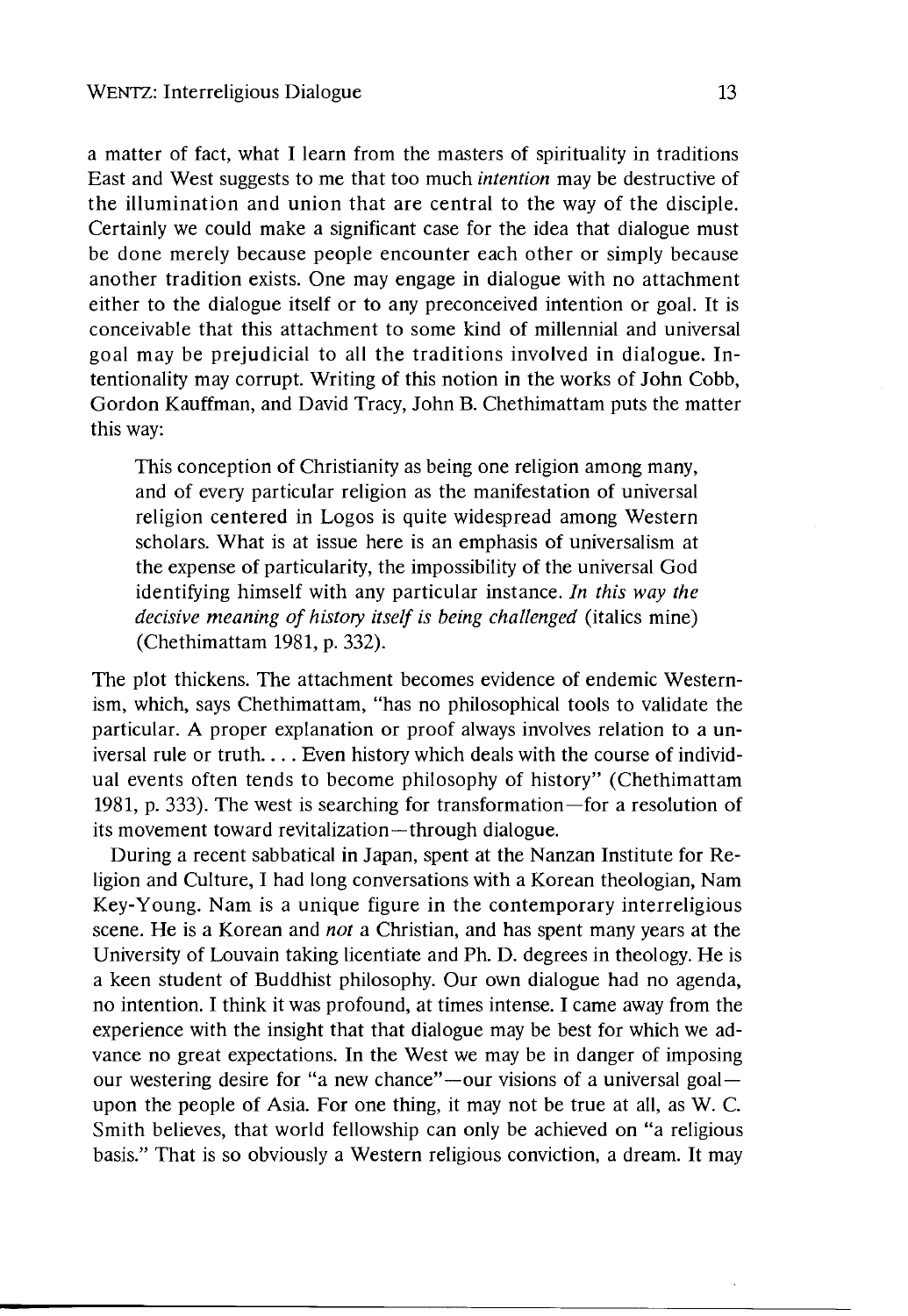a matter of fact, what I learn from the masters of spirituality in traditions East and West suggests to me that too much *intention* may be destructive of the illumination and union that are central to the way of the disciple. Certainly we could make a significant case for the idea that dialogue must be done merely because people encounter each other or simply because another tradition exists. One may engage in dialogue with no attachment either to the dialogue itself or to any preconceived intention or goal. It is conceivable that this attachment to some kind of millennial and universal goal may be prejudicial to all the traditions involved in dialogue. Intentionality may corrupt. Writing of this notion in the works of John Cobb, Gordon Kauffman, and David Tracy, John B. Chethimattam puts the matter this way:

> This conception of Christianity as being one religion among many, and of every particular religion as the manifestation of universal religion centered in Logos is quite widespread among Western scholars. What is at issue here is an emphasis of universalism at the expense of particularity, the impossibility of the universal God identifying himself with any particular instance. *In this way the decisive meaning of history itself is being challenged* (italics mine) (Chethimattam 1981, p. 332).

The plot thickens. The attachment becomes evidence of endemic Westernism, which, says Chethimattam, "has no philosophical tools to validate the particular. A proper explanation or proof always involves relation to a universal rule or truth. . . . Even history which deals with the course of individual events often tends to become philosophy of history" (Chethimattam 1981, p. 333). The west is searching for transformation—for a resolution of its movement toward revitalization—through dialogue.

During a recent sabbatical in Japan, spent at the Nanzan Institute for Religion and Culture, I had long conversations with a Korean theologian, Nam Key-Young. Nam is a unique figure in the contemporary interreligious scene. He is a Korean and *not* a Christian, and has spent many years at the University of Louvain taking licentiate and Ph. D. degrees in theology. He is a keen student of Buddhist philosophy. Our own dialogue had no agenda, no intention. I think it was profound, at times intense. I came away from the experience with the insight that that dialogue may be best for which we advance no great expectations. In the West we may be in danger of imposing our westering desire for "a new chance"—our visions of a universal goal—upon the people of Asia. For one thing, it may not be true at all, as W. C. Smith believes, that world fellowship can only be achieved on "a religious basis." That is so obviously a Western religious conviction, a dream. It may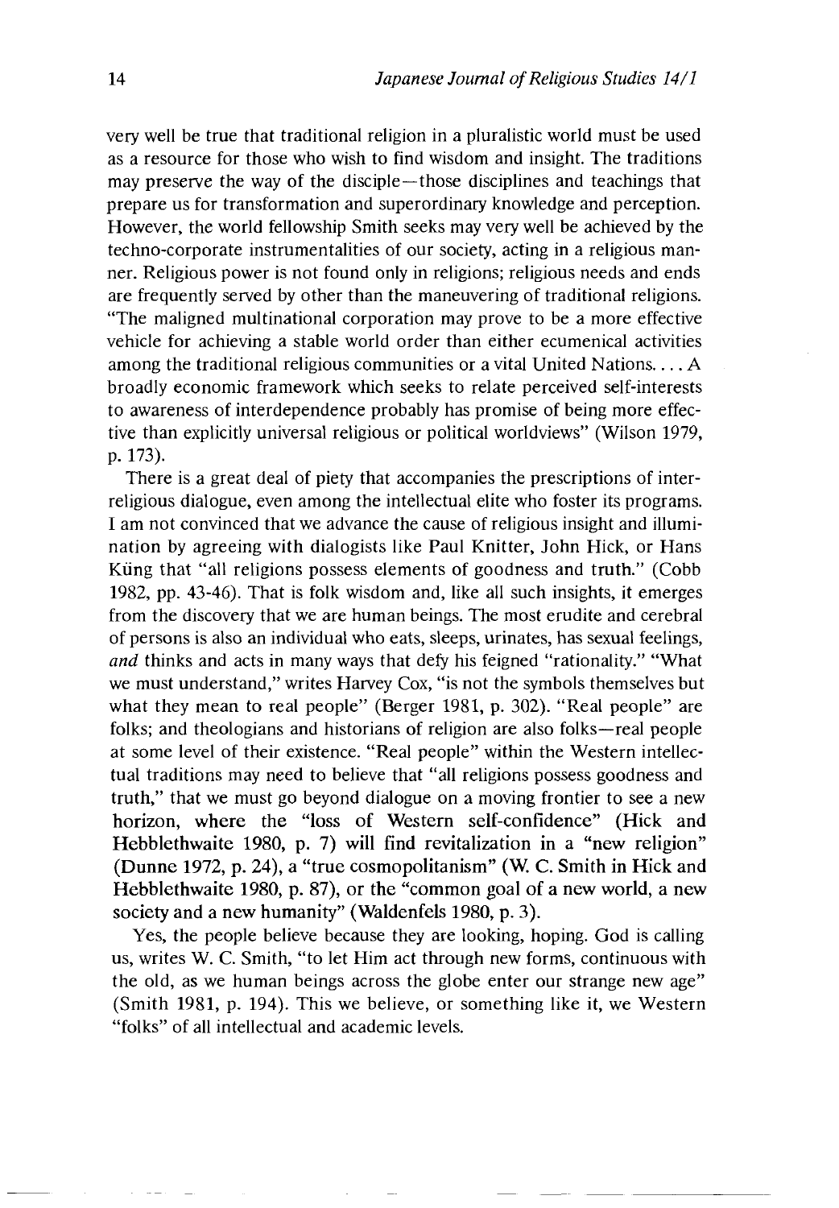very well be true that traditional religion in a pluralistic world must be used as a resource for those who wish to find wisdom and insight. The traditions may preserve the way of the disciple—those disciplines and teachings that prepare us for transformation and superordinary knowledge and perception. However, the world fellowship Smith seeks may very well be achieved by the techno-corporate instrumentalities of our society, acting in a religious manner. Religious power is not found only in religions; religious needs and ends are frequently served by other than the maneuvering of traditional religions. "The maligned multinational corporation may prove to be a more effective vehicle for achieving a stable world order than either ecumenical activities among the traditional religious communities or a vital United Nations. . . . A broadly economic framework which seeks to relate perceived self-interests to awareness of interdependence probably has promise of being more effective than explicitly universal religious or political worldviews" (Wilson 1979, p. 173).

There is a great deal of piety that accompanies the prescriptions of interreligious dialogue, even among the intellectual elite who foster its programs. I am not convinced that we advance the cause of religious insight and illumination by agreeing with dialogists like Paul Knitter, John Hick, or Hans Küng that "all religions possess elements of goodness and truth." (Cobb 1982, pp. 43-46). That is folk wisdom and, like all such insights, it emerges from the discovery that we are human beings. The most erudite and cerebral of persons is also an individual who eats, sleeps, urinates, has sexual feelings, *and* thinks and acts in many ways that defy his feigned "rationality." "What we must understand," writes Harvey Cox, "is not the symbols themselves but what they mean to real people" (Berger 1981, p. 302). "Real people" are folks; and theologians and historians of religion are also folks—real people at some level of their existence. "Real people" within the Western intellectual traditions may need to believe that "all religions possess goodness and truth," that we must go beyond dialogue on a moving frontier to see a new horizon, where the "loss of Western self-confidence" (Hick and Hebblethwaite 1980, p. 7) will find revitalization in a "new religion" (Dunne 1972, p. 24), a "true cosmopolitanism" (W. C. Smith in Hick and Hebblethwaite 1980, p. 87), or the "common goal of a new world, a new society and a new humanity" (Waldenfels 1980, p. 3).

Yes, the people believe because they are looking, hoping. God is calling us, writes W. C. Smith, "to let Him act through new forms, continuous with the old, as we human beings across the globe enter our strange new age" (Smith 1981, p. 194). This we believe, or something like it, we Western "folks" of all intellectual and academic levels.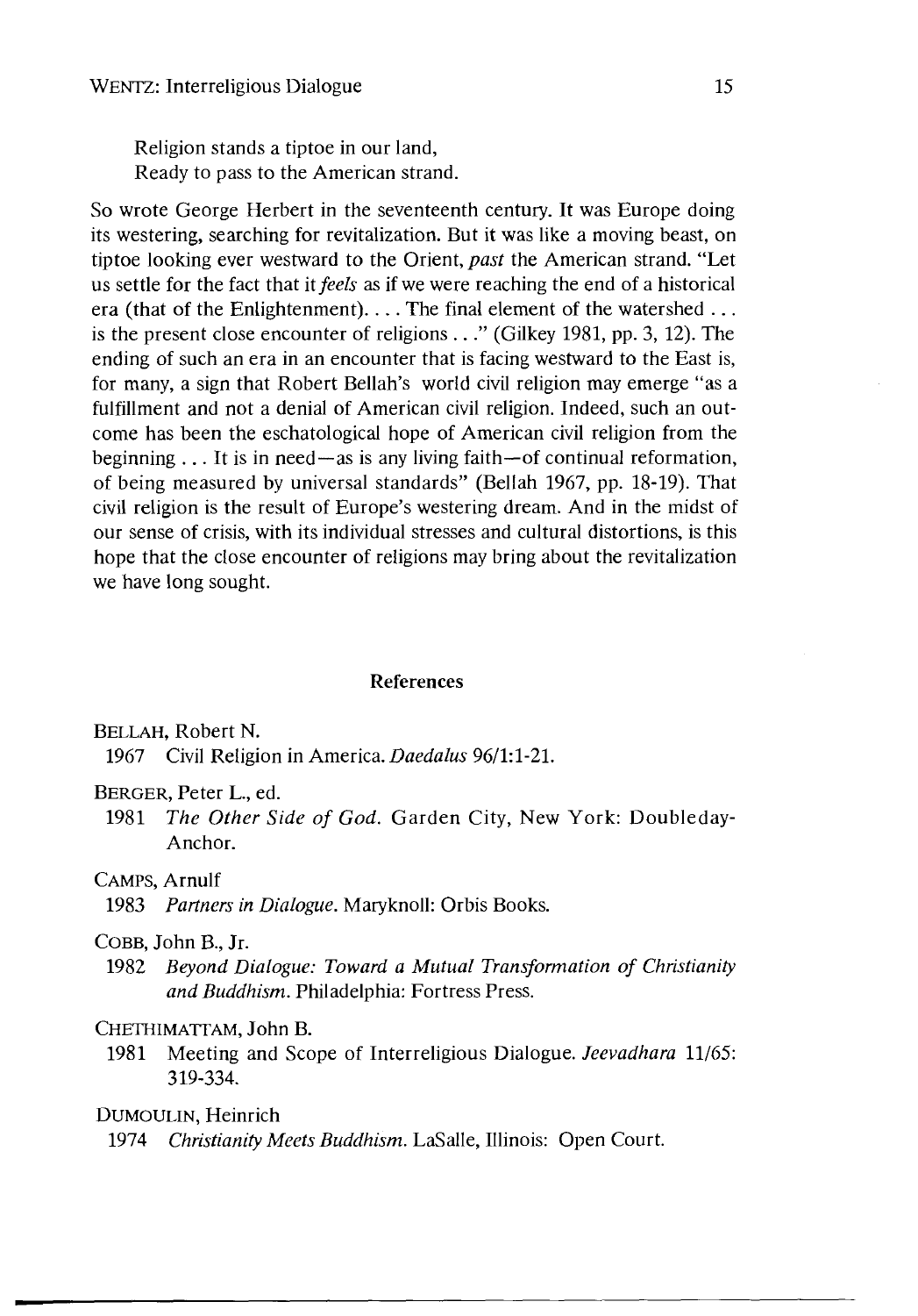Religion stands a tiptoe in our land,
Ready to pass to the American strand.

So wrote George Herbert in the seventeenth century. It was Europe doing its westering, searching for revitalization. But it was like a moving beast, on tiptoe looking ever westward to the Orient, *past* the American strand. "Let us settle for the fact that it *feels* as if we were reaching the end of a historical era (that of the Enlightenment). . . . The final element of the watershed . . . is the present close encounter of religions . . ." (Gilkey 1981, pp. 3, 12). The ending of such an era in an encounter that is facing westward to the East is, for many, a sign that Robert Bellah's world civil religion may emerge "as a fulfillment and not a denial of American civil religion. Indeed, such an outcome has been the eschatological hope of American civil religion from the beginning . . . It is in need—as is any living faith—of continual reformation, of being measured by universal standards" (Bellah 1967, pp. 18-19). That civil religion is the result of Europe's westering dream. And in the midst of our sense of crisis, with its individual stresses and cultural distortions, is this hope that the close encounter of religions may bring about the revitalization we have long sought.

## References

BELLAH, Robert N.
1967 Civil Religion in America. *Daedalus* 96/1:1-21.

BERGER, Peter L., ed.
1981 *The Other Side of God.* Garden City, New York: Doubleday-Anchor.

CAMPS, Arnulf
1983 *Partners in Dialogue.* Maryknoll: Orbis Books.

COBB, John B., Jr.
1982 *Beyond Dialogue: Toward a Mutual Transformation of Christianity and Buddhism.* Philadelphia: Fortress Press.

CHETHIMATTAM, John B.
1981 Meeting and Scope of Interreligious Dialogue. *Jeevadhara* 11/65: 319-334.

DUMOULIN, Heinrich
1974 *Christianity Meets Buddhism.* LaSalle, Illinois: Open Court.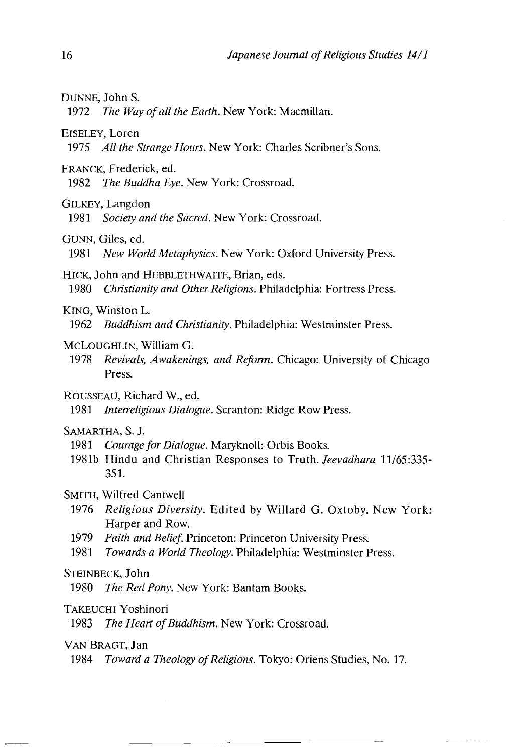DUNNE, John S.
1972 *The Way of all the Earth*. New York: Macmillan.

EISELEY, Loren
1975 *All the Strange Hours*. New York: Charles Scribner's Sons.

FRANCK, Frederick, ed.
1982 *The Buddha Eye*. New York: Crossroad.

GILKEY, Langdon
1981 *Society and the Sacred*. New York: Crossroad.

GUNN, Giles, ed.
1981 *New World Metaphysics*. New York: Oxford University Press.

HICK, John and HEBBLETHWAITE, Brian, eds.
1980 *Christianity and Other Religions*. Philadelphia: Fortress Press.

KING, Winston L.
1962 *Buddhism and Christianity*. Philadelphia: Westminster Press.

MCLOUGHLIN, William G.
1978 *Revivals, Awakenings, and Reform*. Chicago: University of Chicago Press.

ROUSSEAU, Richard W., ed.
1981 *Interreligious Dialogue*. Scranton: Ridge Row Press.

SAMARTHA, S. J.
1981 *Courage for Dialogue*. Maryknoll: Orbis Books.
1981b Hindu and Christian Responses to Truth. *Jeevadhara* 11/65:335-351.

SMITH, Wilfred Cantwell
1976 *Religious Diversity*. Edited by Willard G. Oxtoby. New York: Harper and Row.
1979 *Faith and Belief*. Princeton: Princeton University Press.
1981 *Towards a World Theology*. Philadelphia: Westminster Press.

STEINBECK, John
1980 *The Red Pony*. New York: Bantam Books.

TAKEUCHI Yoshinori
1983 *The Heart of Buddhism*. New York: Crossroad.

VAN BRAGT, Jan
1984 *Toward a Theology of Religions*. Tokyo: Oriens Studies, No. 17.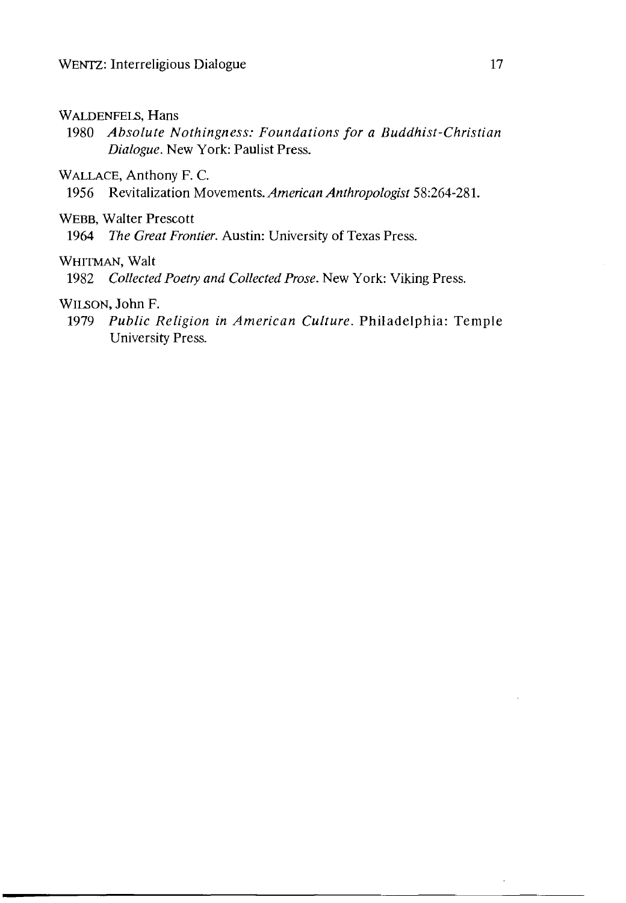WALDENFELS, Hans

1980 *Absolute Nothingness: Foundations for a Buddhist-Christian Dialogue*. New York: Paulist Press.

WALLACE, Anthony F. C.

1956 Revitalization Movements. *American Anthropologist* 58:264-281.

WEBB, Walter Prescott

1964 *The Great Frontier*. Austin: University of Texas Press.

WHITMAN, Walt

1982 *Collected Poetry and Collected Prose*. New York: Viking Press.

WILSON, John F.

1979 *Public Religion in American Culture*. Philadelphia: Temple University Press.